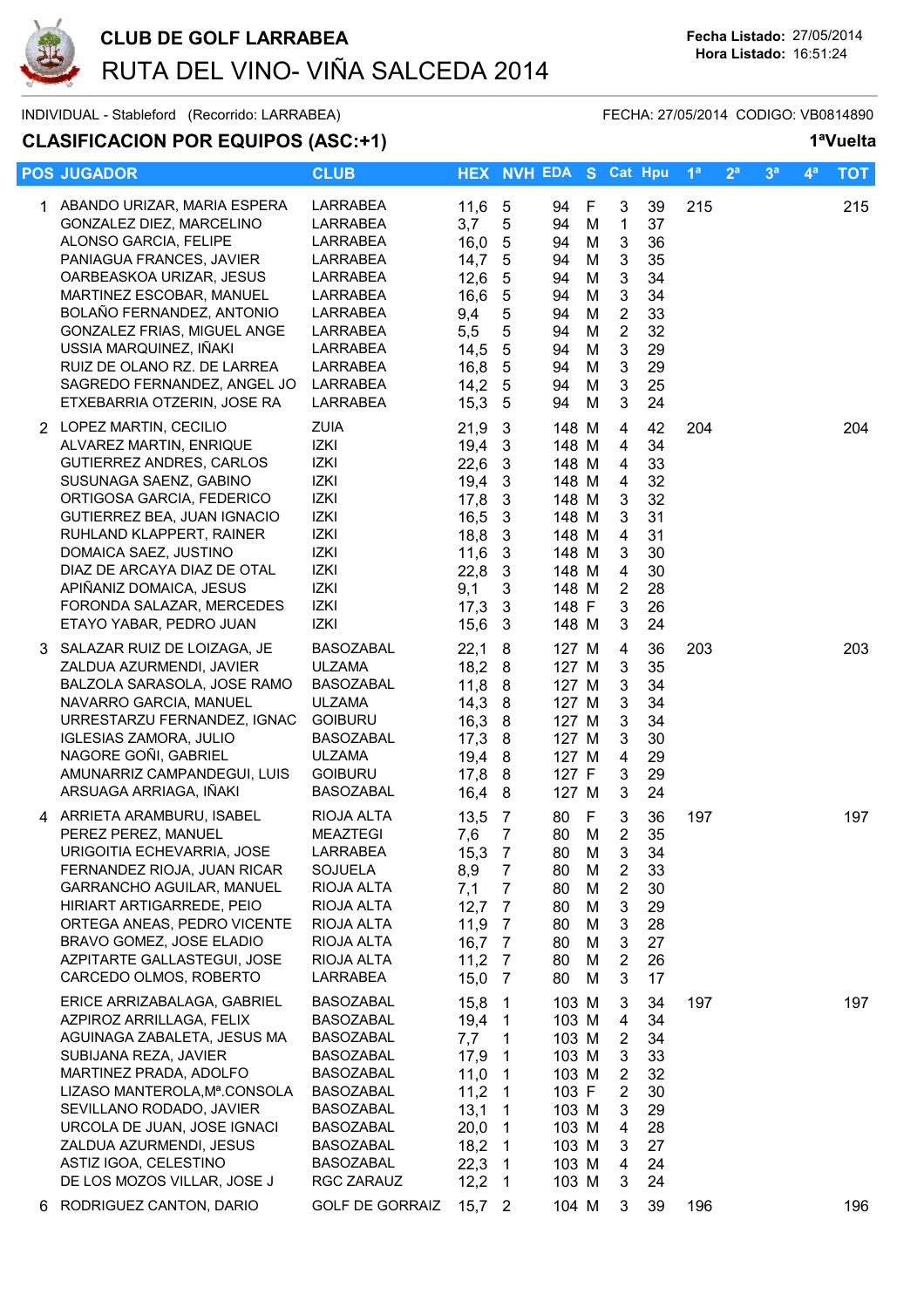# CLUB DE GOLF LARRABEA

# RUTA DEL VINO- VIÑA SALCEDA 2014

**Fecha Listado:** 27/05/2014
**Hora Listado:** 16:51:24

INDIVIDUAL - Stableford (Recorrido: LARRABEA) FECHA: 27/05/2014 CODIGO: VB0814890

## CLASIFICACION POR EQUIPOS (ASC:+1)

**1ªVuelta**

| POS | JUGADOR | CLUB | HEX | NVH | EDA | S | Cat | Hpu | 1ª | 2ª | 3ª | 4ª | TOT |
|---|---|---|---|---|---|---|---|---|---|---|---|---|---|
| 1 | ABANDO URIZAR, MARIA ESPERA | LARRABEA | 11,6 | 5 | 94 | F | 3 | 39 | 215 | | | | 215 |
| | GONZALEZ DIEZ, MARCELINO | LARRABEA | 3,7 | 5 | 94 | M | 1 | 37 | | | | | |
| | ALONSO GARCIA, FELIPE | LARRABEA | 16,0 | 5 | 94 | M | 3 | 36 | | | | | |
| | PANIAGUA FRANCES, JAVIER | LARRABEA | 14,7 | 5 | 94 | M | 3 | 35 | | | | | |
| | OARBEASKOA URIZAR, JESUS | LARRABEA | 12,6 | 5 | 94 | M | 3 | 34 | | | | | |
| | MARTINEZ ESCOBAR, MANUEL | LARRABEA | 16,6 | 5 | 94 | M | 3 | 34 | | | | | |
| | BOLAÑO FERNANDEZ, ANTONIO | LARRABEA | 9,4 | 5 | 94 | M | 2 | 33 | | | | | |
| | GONZALEZ FRIAS, MIGUEL ANGE | LARRABEA | 5,5 | 5 | 94 | M | 2 | 32 | | | | | |
| | USSIA MARQUINEZ, IÑAKI | LARRABEA | 14,5 | 5 | 94 | M | 3 | 29 | | | | | |
| | RUIZ DE OLANO RZ. DE LARREA | LARRABEA | 16,8 | 5 | 94 | M | 3 | 29 | | | | | |
| | SAGREDO FERNANDEZ, ANGEL JO | LARRABEA | 14,2 | 5 | 94 | M | 3 | 25 | | | | | |
| | ETXEBARRIA OTZERIN, JOSE RA | LARRABEA | 15,3 | 5 | 94 | M | 3 | 24 | | | | | |
| 2 | LOPEZ MARTIN, CECILIO | ZUIA | 21,9 | 3 | 148 | M | 4 | 42 | 204 | | | | 204 |
| | ALVAREZ MARTIN, ENRIQUE | IZKI | 19,4 | 3 | 148 | M | 4 | 34 | | | | | |
| | GUTIERREZ ANDRES, CARLOS | IZKI | 22,6 | 3 | 148 | M | 4 | 33 | | | | | |
| | SUSUNAGA SAENZ, GABINO | IZKI | 19,4 | 3 | 148 | M | 4 | 32 | | | | | |
| | ORTIGOSA GARCIA, FEDERICO | IZKI | 17,8 | 3 | 148 | M | 3 | 32 | | | | | |
| | GUTIERREZ BEA, JUAN IGNACIO | IZKI | 16,5 | 3 | 148 | M | 3 | 31 | | | | | |
| | RUHLAND KLAPPERT, RAINER | IZKI | 18,8 | 3 | 148 | M | 4 | 31 | | | | | |
| | DOMAICA SAEZ, JUSTINO | IZKI | 11,6 | 3 | 148 | M | 3 | 30 | | | | | |
| | DIAZ DE ARCAYA DIAZ DE OTAL | IZKI | 22,8 | 3 | 148 | M | 4 | 30 | | | | | |
| | APIÑANIZ DOMAICA, JESUS | IZKI | 9,1 | 3 | 148 | M | 2 | 28 | | | | | |
| | FORONDA SALAZAR, MERCEDES | IZKI | 17,3 | 3 | 148 | F | 3 | 26 | | | | | |
| | ETAYO YABAR, PEDRO JUAN | IZKI | 15,6 | 3 | 148 | M | 3 | 24 | | | | | |
| 3 | SALAZAR RUIZ DE LOIZAGA, JE | BASOZABAL | 22,1 | 8 | 127 | M | 4 | 36 | 203 | | | | 203 |
| | ZALDUA AZURMENDI, JAVIER | ULZAMA | 18,2 | 8 | 127 | M | 3 | 35 | | | | | |
| | BALZOLA SARASOLA, JOSE RAMO | BASOZABAL | 11,8 | 8 | 127 | M | 3 | 34 | | | | | |
| | NAVARRO GARCIA, MANUEL | ULZAMA | 14,3 | 8 | 127 | M | 3 | 34 | | | | | |
| | URRESTARZU FERNANDEZ, IGNAC | GOIBURU | 16,3 | 8 | 127 | M | 3 | 34 | | | | | |
| | IGLESIAS ZAMORA, JULIO | BASOZABAL | 17,3 | 8 | 127 | M | 3 | 30 | | | | | |
| | NAGORE GOÑI, GABRIEL | ULZAMA | 19,4 | 8 | 127 | M | 4 | 29 | | | | | |
| | AMUNARRIZ CAMPANDEGUI, LUIS | GOIBURU | 17,8 | 8 | 127 | F | 3 | 29 | | | | | |
| | ARSUAGA ARRIAGA, IÑAKI | BASOZABAL | 16,4 | 8 | 127 | M | 3 | 24 | | | | | |
| 4 | ARRIETA ARAMBURU, ISABEL | RIOJA ALTA | 13,5 | 7 | 80 | F | 3 | 36 | 197 | | | | 197 |
| | PEREZ PEREZ, MANUEL | MEAZTEGI | 7,6 | 7 | 80 | M | 2 | 35 | | | | | |
| | URIGOITIA ECHEVARRIA, JOSE | LARRABEA | 15,3 | 7 | 80 | M | 3 | 34 | | | | | |
| | FERNANDEZ RIOJA, JUAN RICAR | SOJUELA | 8,9 | 7 | 80 | M | 2 | 33 | | | | | |
| | GARRANCHO AGUILAR, MANUEL | RIOJA ALTA | 7,1 | 7 | 80 | M | 2 | 30 | | | | | |
| | HIRIART ARTIGARREDE, PEIO | RIOJA ALTA | 12,7 | 7 | 80 | M | 3 | 29 | | | | | |
| | ORTEGA ANEAS, PEDRO VICENTE | RIOJA ALTA | 11,9 | 7 | 80 | M | 3 | 28 | | | | | |
| | BRAVO GOMEZ, JOSE ELADIO | RIOJA ALTA | 16,7 | 7 | 80 | M | 3 | 27 | | | | | |
| | AZPITARTE GALLASTEGUI, JOSE | RIOJA ALTA | 11,2 | 7 | 80 | M | 2 | 26 | | | | | |
| | CARCEDO OLMOS, ROBERTO | LARRABEA | 15,0 | 7 | 80 | M | 3 | 17 | | | | | |
| | ERICE ARRIZABALAGA, GABRIEL | BASOZABAL | 15,8 | 1 | 103 | M | 3 | 34 | 197 | | | | 197 |
| | AZPIROZ ARRILLAGA, FELIX | BASOZABAL | 19,4 | 1 | 103 | M | 4 | 34 | | | | | |
| | AGUINAGA ZABALETA, JESUS MA | BASOZABAL | 7,7 | 1 | 103 | M | 2 | 34 | | | | | |
| | SUBIJANA REZA, JAVIER | BASOZABAL | 17,9 | 1 | 103 | M | 3 | 33 | | | | | |
| | MARTINEZ PRADA, ADOLFO | BASOZABAL | 11,0 | 1 | 103 | M | 2 | 32 | | | | | |
| | LIZASO MANTEROLA,Mª.CONSOLA | BASOZABAL | 11,2 | 1 | 103 | F | 2 | 30 | | | | | |
| | SEVILLANO RODADO, JAVIER | BASOZABAL | 13,1 | 1 | 103 | M | 3 | 29 | | | | | |
| | URCOLA DE JUAN, JOSE IGNACI | BASOZABAL | 20,0 | 1 | 103 | M | 4 | 28 | | | | | |
| | ZALDUA AZURMENDI, JESUS | BASOZABAL | 18,2 | 1 | 103 | M | 3 | 27 | | | | | |
| | ASTIZ IGOA, CELESTINO | BASOZABAL | 22,3 | 1 | 103 | M | 4 | 24 | | | | | |
| | DE LOS MOZOS VILLAR, JOSE J | RGC ZARAUZ | 12,2 | 1 | 103 | M | 3 | 24 | | | | | |
| 6 | RODRIGUEZ CANTON, DARIO | GOLF DE GORRAIZ | 15,7 | 2 | 104 | M | 3 | 39 | 196 | | | | 196 |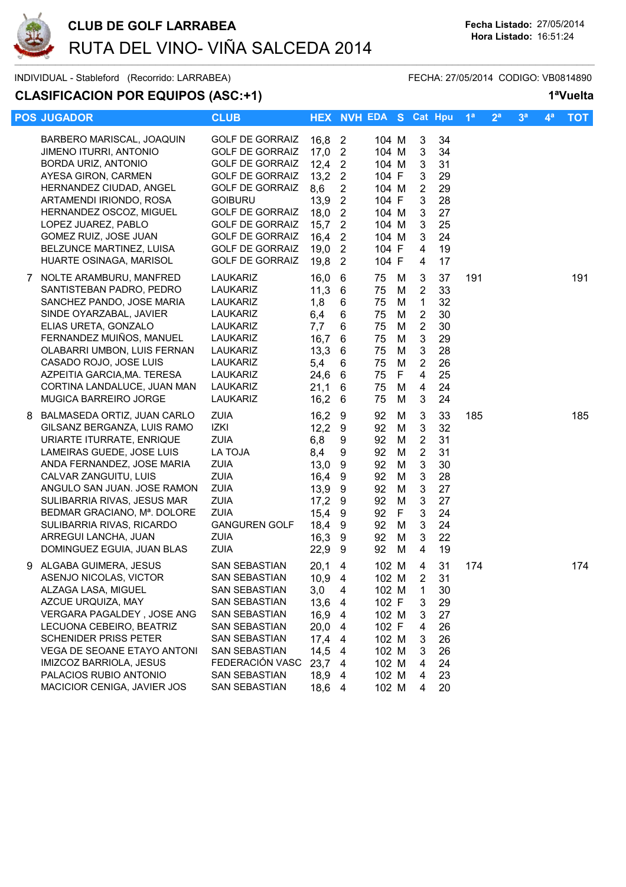# CLUB DE GOLF LARRABEA

RUTA DEL VINO- VIÑA SALCEDA 2014

**Fecha Listado:** 27/05/2014
**Hora Listado:** 16:51:24

INDIVIDUAL - Stableford (Recorrido: LARRABEA) FECHA: 27/05/2014 CODIGO: VB0814890

## CLASIFICACION POR EQUIPOS (ASC:+1)

**1ªVuelta**

| POS | JUGADOR | CLUB | HEX | NVH | EDA | S | Cat | Hpu | 1ª | 2ª | 3ª | 4ª | TOT |
|---|---|---|---|---|---|---|---|---|---|---|---|---|---|
| | BARBERO MARISCAL, JOAQUIN | GOLF DE GORRAIZ | 16,8 | 2 | 104 | M | 3 | 34 | | | | | |
| | JIMENO ITURRI, ANTONIO | GOLF DE GORRAIZ | 17,0 | 2 | 104 | M | 3 | 34 | | | | | |
| | BORDA URIZ, ANTONIO | GOLF DE GORRAIZ | 12,4 | 2 | 104 | M | 3 | 31 | | | | | |
| | AYESA GIRON, CARMEN | GOLF DE GORRAIZ | 13,2 | 2 | 104 | F | 3 | 29 | | | | | |
| | HERNANDEZ CIUDAD, ANGEL | GOLF DE GORRAIZ | 8,6 | 2 | 104 | M | 2 | 29 | | | | | |
| | ARTAMENDI IRIONDO, ROSA | GOIBURU | 13,9 | 2 | 104 | F | 3 | 28 | | | | | |
| | HERNANDEZ OSCOZ, MIGUEL | GOLF DE GORRAIZ | 18,0 | 2 | 104 | M | 3 | 27 | | | | | |
| | LOPEZ JUAREZ, PABLO | GOLF DE GORRAIZ | 15,7 | 2 | 104 | M | 3 | 25 | | | | | |
| | GOMEZ RUIZ, JOSE JUAN | GOLF DE GORRAIZ | 16,4 | 2 | 104 | M | 3 | 24 | | | | | |
| | BELZUNCE MARTINEZ, LUISA | GOLF DE GORRAIZ | 19,0 | 2 | 104 | F | 4 | 19 | | | | | |
| | HUARTE OSINAGA, MARISOL | GOLF DE GORRAIZ | 19,8 | 2 | 104 | F | 4 | 17 | | | | | |
| 7 | NOLTE ARAMBURU, MANFRED | LAUKARIZ | 16,0 | 6 | 75 | M | 3 | 37 | 191 | | | | 191 |
| | SANTISTEBAN PADRO, PEDRO | LAUKARIZ | 11,3 | 6 | 75 | M | 2 | 33 | | | | | |
| | SANCHEZ PANDO, JOSE MARIA | LAUKARIZ | 1,8 | 6 | 75 | M | 1 | 32 | | | | | |
| | SINDE OYARZABAL, JAVIER | LAUKARIZ | 6,4 | 6 | 75 | M | 2 | 30 | | | | | |
| | ELIAS URETA, GONZALO | LAUKARIZ | 7,7 | 6 | 75 | M | 2 | 30 | | | | | |
| | FERNANDEZ MUIÑOS, MANUEL | LAUKARIZ | 16,7 | 6 | 75 | M | 3 | 29 | | | | | |
| | OLABARRI UMBON, LUIS FERNAN | LAUKARIZ | 13,3 | 6 | 75 | M | 3 | 28 | | | | | |
| | CASADO ROJO, JOSE LUIS | LAUKARIZ | 5,4 | 6 | 75 | M | 2 | 26 | | | | | |
| | AZPEITIA GARCIA,MA. TERESA | LAUKARIZ | 24,6 | 6 | 75 | F | 4 | 25 | | | | | |
| | CORTINA LANDALUCE, JUAN MAN | LAUKARIZ | 21,1 | 6 | 75 | M | 4 | 24 | | | | | |
| | MUGICA BARREIRO JORGE | LAUKARIZ | 16,2 | 6 | 75 | M | 3 | 24 | | | | | |
| 8 | BALMASEDA ORTIZ, JUAN CARLO | ZUIA | 16,2 | 9 | 92 | M | 3 | 33 | 185 | | | | 185 |
| | GILSANZ BERGANZA, LUIS RAMO | IZKI | 12,2 | 9 | 92 | M | 3 | 32 | | | | | |
| | URIARTE ITURRATE, ENRIQUE | ZUIA | 6,8 | 9 | 92 | M | 2 | 31 | | | | | |
| | LAMEIRAS GUEDE, JOSE LUIS | LA TOJA | 8,4 | 9 | 92 | M | 2 | 31 | | | | | |
| | ANDA FERNANDEZ, JOSE MARIA | ZUIA | 13,0 | 9 | 92 | M | 3 | 30 | | | | | |
| | CALVAR ZANGUITU, LUIS | ZUIA | 16,4 | 9 | 92 | M | 3 | 28 | | | | | |
| | ANGULO SAN JUAN. JOSE RAMON | ZUIA | 13,9 | 9 | 92 | M | 3 | 27 | | | | | |
| | SULIBARRIA RIVAS, JESUS MAR | ZUIA | 17,2 | 9 | 92 | M | 3 | 27 | | | | | |
| | BEDMAR GRACIANO, Mª. DOLORE | ZUIA | 15,4 | 9 | 92 | F | 3 | 24 | | | | | |
| | SULIBARRIA RIVAS, RICARDO | GANGUREN GOLF | 18,4 | 9 | 92 | M | 3 | 24 | | | | | |
| | ARREGUI LANCHA, JUAN | ZUIA | 16,3 | 9 | 92 | M | 3 | 22 | | | | | |
| | DOMINGUEZ EGUIA, JUAN BLAS | ZUIA | 22,9 | 9 | 92 | M | 4 | 19 | | | | | |
| 9 | ALGABA GUIMERA, JESUS | SAN SEBASTIAN | 20,1 | 4 | 102 | M | 4 | 31 | 174 | | | | 174 |
| | ASENJO NICOLAS, VICTOR | SAN SEBASTIAN | 10,9 | 4 | 102 | M | 2 | 31 | | | | | |
| | ALZAGA LASA, MIGUEL | SAN SEBASTIAN | 3,0 | 4 | 102 | M | 1 | 30 | | | | | |
| | AZCUE URQUIZA, MAY | SAN SEBASTIAN | 13,6 | 4 | 102 | F | 3 | 29 | | | | | |
| | VERGARA PAGALDEY , JOSE ANG | SAN SEBASTIAN | 16,9 | 4 | 102 | M | 3 | 27 | | | | | |
| | LECUONA CEBEIRO, BEATRIZ | SAN SEBASTIAN | 20,0 | 4 | 102 | F | 4 | 26 | | | | | |
| | SCHENIDER PRISS PETER | SAN SEBASTIAN | 17,4 | 4 | 102 | M | 3 | 26 | | | | | |
| | VEGA DE SEOANE ETAYO ANTONI | SAN SEBASTIAN | 14,5 | 4 | 102 | M | 3 | 26 | | | | | |
| | IMIZCOZ BARRIOLA, JESUS | FEDERACIÓN VASC | 23,7 | 4 | 102 | M | 4 | 24 | | | | | |
| | PALACIOS RUBIO ANTONIO | SAN SEBASTIAN | 18,9 | 4 | 102 | M | 4 | 23 | | | | | |
| | MACICIOR CENIGA, JAVIER JOS | SAN SEBASTIAN | 18,6 | 4 | 102 | M | 4 | 20 | | | | | |